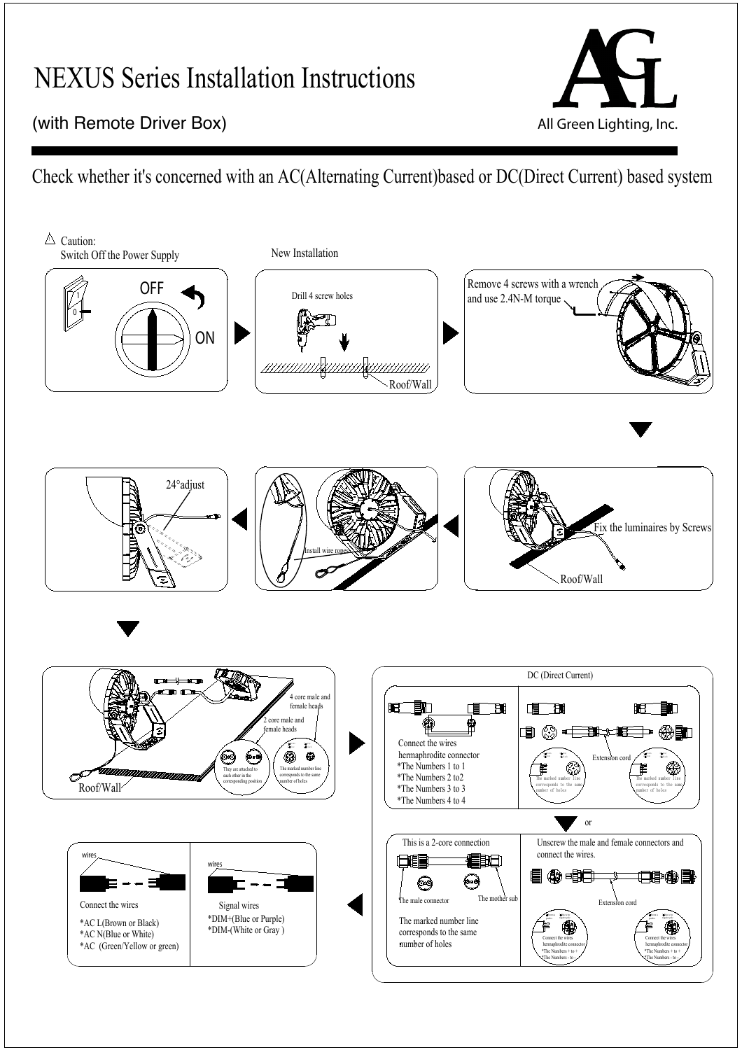# NEXUS Series Installation Instructions

(with Remote Driver Box)

All Green Lighting, Inc.

## Check whether it's concerned with an AC(Alternating Current)based or DC(Direct Current) based system

△ Caution:
Switch Off the Power Supply

OFF

ON

New Installation

Drill 4 screw holes

Roof/Wall

Remove 4 screws with a wrench and use 2.4N-M torque

Fix the luminaires by Screws

Roof/Wall

Install wire ropes

24°adjust

4 core male and female heads

2 core male and female heads

They are attached to each other in the corresponding position

The marked number line corresponds to the same number of holes

Roof/Wall

DC (Direct Current)

Connect the wires hermaphrodite connector
*The Numbers 1 to 1
*The Numbers 2 to2
*The Numbers 3 to 3
*The Numbers 4 to 4

Extension cord

The marked number line corresponds to the same number of holes

The marked number line corresponds to the same number of holes

or

This is a 2-core connection

The male connector

The mother sub

The marked number line corresponds to the same number of holes

Unscrew the male and female connectors and connect the wires.

Extension cord

Connect the wires hermaphrodite connector
*The Numbers + to +
*The Numbers - to -

Connect the wires hermaphrodite connector
*The Numbers + to +
*The Numbers - to -

wires

Connect the wires

*AC L(Brown or Black)
*AC N(Blue or White)
*AC (Green/Yellow or green)

wires

Signal wires

*DIM+(Blue or Purple)
*DIM-(White or Gray )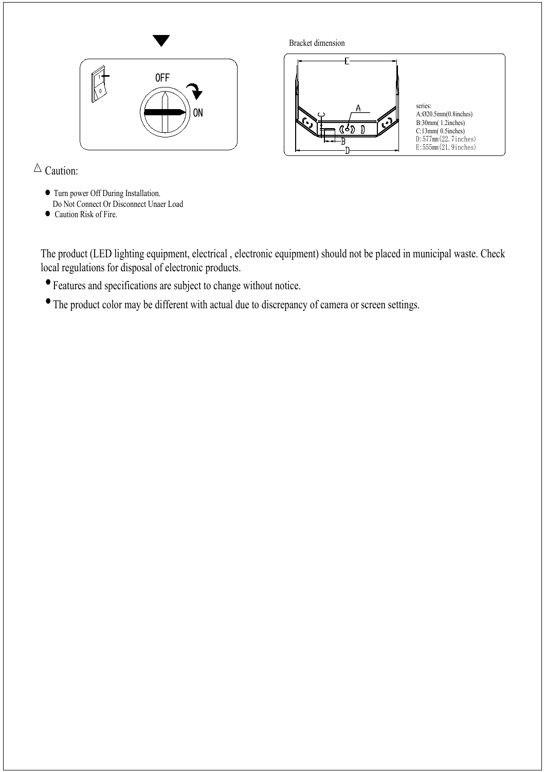OFF

ON

Bracket dimension

series:
A:Ø20.5mm(0.8inches)
B:30mm( 1.2inches)
C:13mm( 0.5inches)
D:577mm(22.7inches)
E:555mm(21.9inches)

△ Caution:

- Turn power Off During Installation.
  Do Not Connect Or Disconnect Unaer Load
- Caution Risk of Fire.

The product (LED lighting equipment, electrical , electronic equipment) should not be placed in municipal waste. Check local regulations for disposal of electronic products.

- Features and specifications are subject to change without notice.
- The product color may be different with actual due to discrepancy of camera or screen settings.